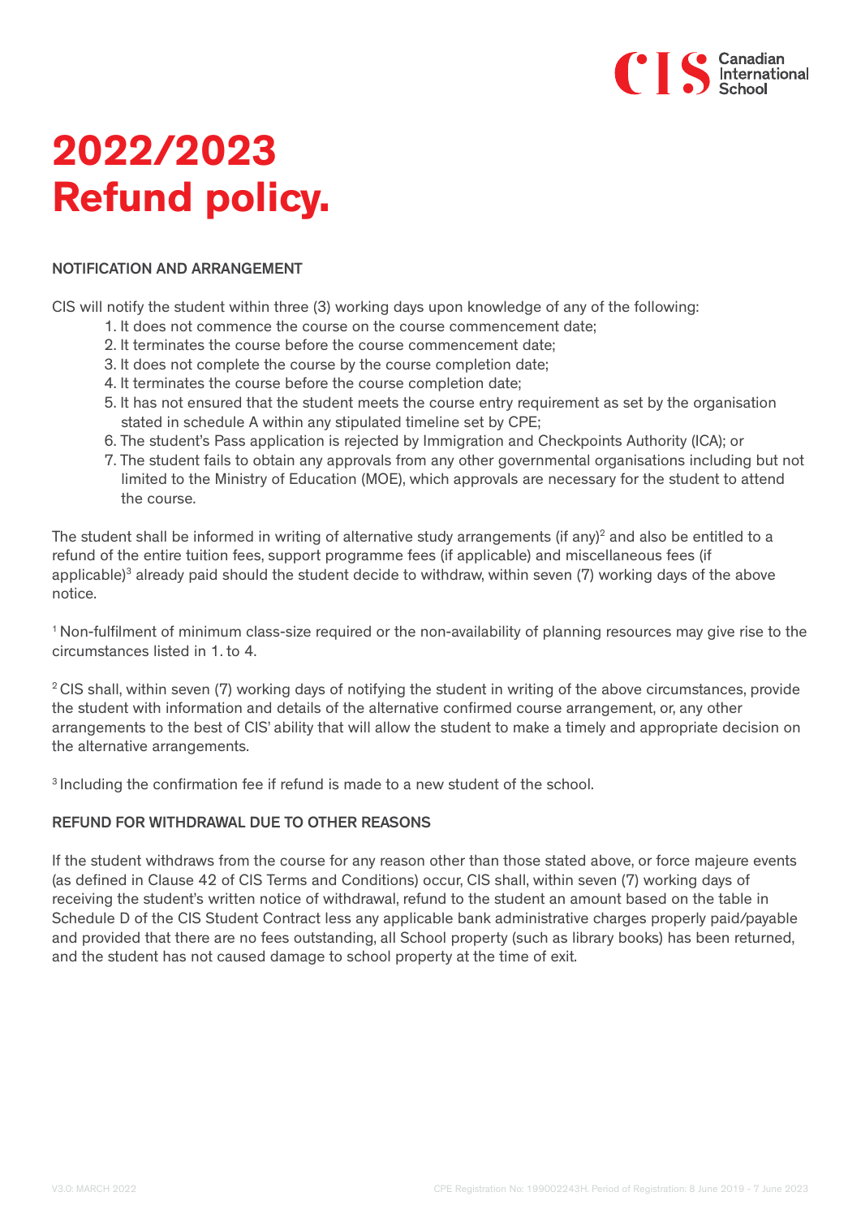# 2022/2023 Refund policy.

## NOTIFICATION AND ARRANGEMENT

CIS will notify the student within three (3) working days upon knowledge of any of the following:

1. It does not commence the course on the course commencement date;
2. It terminates the course before the course commencement date;
3. It does not complete the course by the course completion date;
4. It terminates the course before the course completion date;
5. It has not ensured that the student meets the course entry requirement as set by the organisation stated in schedule A within any stipulated timeline set by CPE;
6. The student's Pass application is rejected by Immigration and Checkpoints Authority (ICA); or
7. The student fails to obtain any approvals from any other governmental organisations including but not limited to the Ministry of Education (MOE), which approvals are necessary for the student to attend the course.

The student shall be informed in writing of alternative study arrangements (if any)[2] and also be entitled to a refund of the entire tuition fees, support programme fees (if applicable) and miscellaneous fees (if applicable)[3] already paid should the student decide to withdraw, within seven (7) working days of the above notice.

[1] Non-fulfilment of minimum class-size required or the non-availability of planning resources may give rise to the circumstances listed in 1. to 4.

[2] CIS shall, within seven (7) working days of notifying the student in writing of the above circumstances, provide the student with information and details of the alternative confirmed course arrangement, or, any other arrangements to the best of CIS' ability that will allow the student to make a timely and appropriate decision on the alternative arrangements.

[3] Including the confirmation fee if refund is made to a new student of the school.

## REFUND FOR WITHDRAWAL DUE TO OTHER REASONS

If the student withdraws from the course for any reason other than those stated above, or force majeure events (as defined in Clause 42 of CIS Terms and Conditions) occur, CIS shall, within seven (7) working days of receiving the student's written notice of withdrawal, refund to the student an amount based on the table in Schedule D of the CIS Student Contract less any applicable bank administrative charges properly paid/payable and provided that there are no fees outstanding, all School property (such as library books) has been returned, and the student has not caused damage to school property at the time of exit.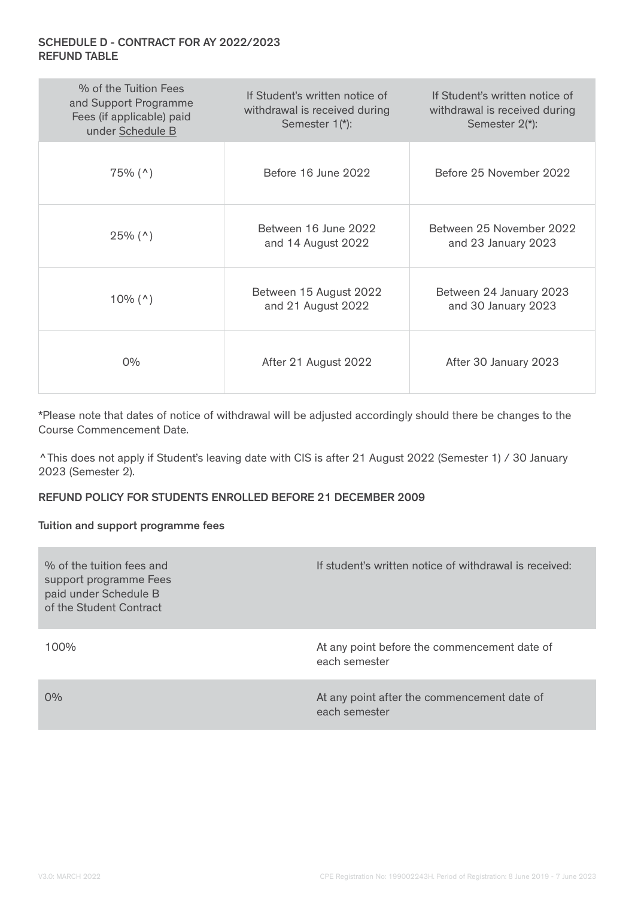**SCHEDULE D - CONTRACT FOR AY 2022/2023**
**REFUND TABLE**

| % of the Tuition Fees and Support Programme Fees (if applicable) paid under Schedule B | If Student's written notice of withdrawal is received during Semester 1(*): | If Student's written notice of withdrawal is received during Semester 2(*): |
|---|---|---|
| 75% (^) | Before 16 June 2022 | Before 25 November 2022 |
| 25% (^) | Between 16 June 2022 and 14 August 2022 | Between 25 November 2022 and 23 January 2023 |
| 10% (^) | Between 15 August 2022 and 21 August 2022 | Between 24 January 2023 and 30 January 2023 |
| 0% | After 21 August 2022 | After 30 January 2023 |

*Please note that dates of notice of withdrawal will be adjusted accordingly should there be changes to the Course Commencement Date.

^ This does not apply if Student's leaving date with CIS is after 21 August 2022 (Semester 1) / 30 January 2023 (Semester 2).

**REFUND POLICY FOR STUDENTS ENROLLED BEFORE 21 DECEMBER 2009**

**Tuition and support programme fees**

| % of the tuition fees and support programme Fees paid under Schedule B of the Student Contract | If student's written notice of withdrawal is received: |
|---|---|
| 100% | At any point before the commencement date of each semester |
| 0% | At any point after the commencement date of each semester |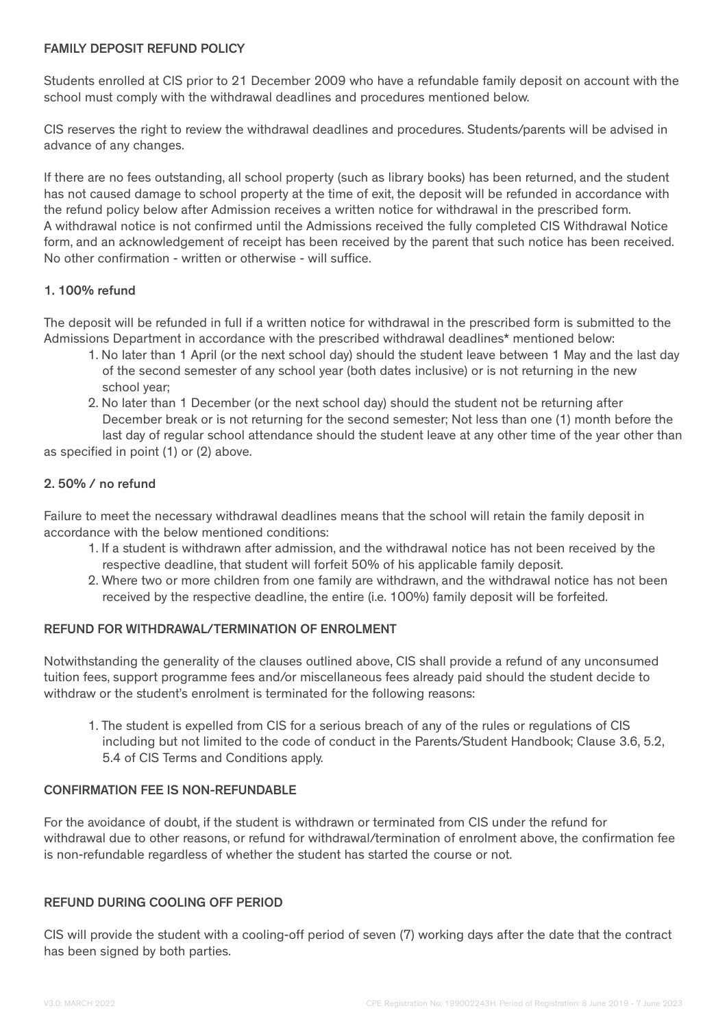## FAMILY DEPOSIT REFUND POLICY

Students enrolled at CIS prior to 21 December 2009 who have a refundable family deposit on account with the school must comply with the withdrawal deadlines and procedures mentioned below.

CIS reserves the right to review the withdrawal deadlines and procedures. Students/parents will be advised in advance of any changes.

If there are no fees outstanding, all school property (such as library books) has been returned, and the student has not caused damage to school property at the time of exit, the deposit will be refunded in accordance with the refund policy below after Admission receives a written notice for withdrawal in the prescribed form. A withdrawal notice is not confirmed until the Admissions received the fully completed CIS Withdrawal Notice form, and an acknowledgement of receipt has been received by the parent that such notice has been received. No other confirmation - written or otherwise - will suffice.

### 1. 100% refund

The deposit will be refunded in full if a written notice for withdrawal in the prescribed form is submitted to the Admissions Department in accordance with the prescribed withdrawal deadlines* mentioned below:

1. No later than 1 April (or the next school day) should the student leave between 1 May and the last day of the second semester of any school year (both dates inclusive) or is not returning in the new school year;
2. No later than 1 December (or the next school day) should the student not be returning after December break or is not returning for the second semester; Not less than one (1) month before the last day of regular school attendance should the student leave at any other time of the year other than as specified in point (1) or (2) above.

### 2. 50% / no refund

Failure to meet the necessary withdrawal deadlines means that the school will retain the family deposit in accordance with the below mentioned conditions:

1. If a student is withdrawn after admission, and the withdrawal notice has not been received by the respective deadline, that student will forfeit 50% of his applicable family deposit.
2. Where two or more children from one family are withdrawn, and the withdrawal notice has not been received by the respective deadline, the entire (i.e. 100%) family deposit will be forfeited.

## REFUND FOR WITHDRAWAL/TERMINATION OF ENROLMENT

Notwithstanding the generality of the clauses outlined above, CIS shall provide a refund of any unconsumed tuition fees, support programme fees and/or miscellaneous fees already paid should the student decide to withdraw or the student's enrolment is terminated for the following reasons:

1. The student is expelled from CIS for a serious breach of any of the rules or regulations of CIS including but not limited to the code of conduct in the Parents/Student Handbook; Clause 3.6, 5.2, 5.4 of CIS Terms and Conditions apply.

## CONFIRMATION FEE IS NON-REFUNDABLE

For the avoidance of doubt, if the student is withdrawn or terminated from CIS under the refund for withdrawal due to other reasons, or refund for withdrawal/termination of enrolment above, the confirmation fee is non-refundable regardless of whether the student has started the course or not.

## REFUND DURING COOLING OFF PERIOD

CIS will provide the student with a cooling-off period of seven (7) working days after the date that the contract has been signed by both parties.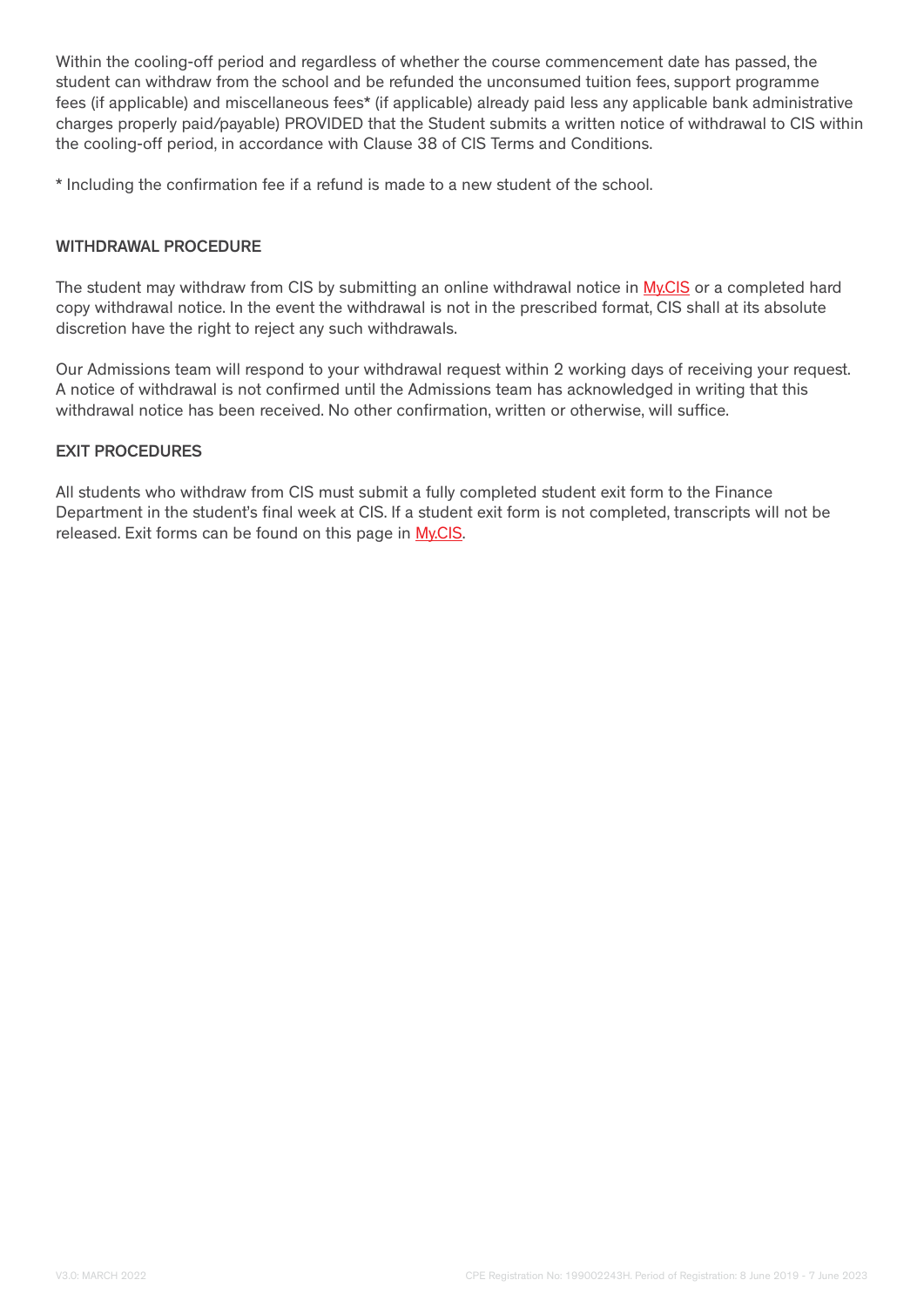Within the cooling-off period and regardless of whether the course commencement date has passed, the student can withdraw from the school and be refunded the unconsumed tuition fees, support programme fees (if applicable) and miscellaneous fees* (if applicable) already paid less any applicable bank administrative charges properly paid/payable) PROVIDED that the Student submits a written notice of withdrawal to CIS within the cooling-off period, in accordance with Clause 38 of CIS Terms and Conditions.

* Including the confirmation fee if a refund is made to a new student of the school.

### WITHDRAWAL PROCEDURE

The student may withdraw from CIS by submitting an online withdrawal notice in My.CIS or a completed hard copy withdrawal notice. In the event the withdrawal is not in the prescribed format, CIS shall at its absolute discretion have the right to reject any such withdrawals.

Our Admissions team will respond to your withdrawal request within 2 working days of receiving your request. A notice of withdrawal is not confirmed until the Admissions team has acknowledged in writing that this withdrawal notice has been received. No other confirmation, written or otherwise, will suffice.

### EXIT PROCEDURES

All students who withdraw from CIS must submit a fully completed student exit form to the Finance Department in the student's final week at CIS. If a student exit form is not completed, transcripts will not be released. Exit forms can be found on this page in My.CIS.